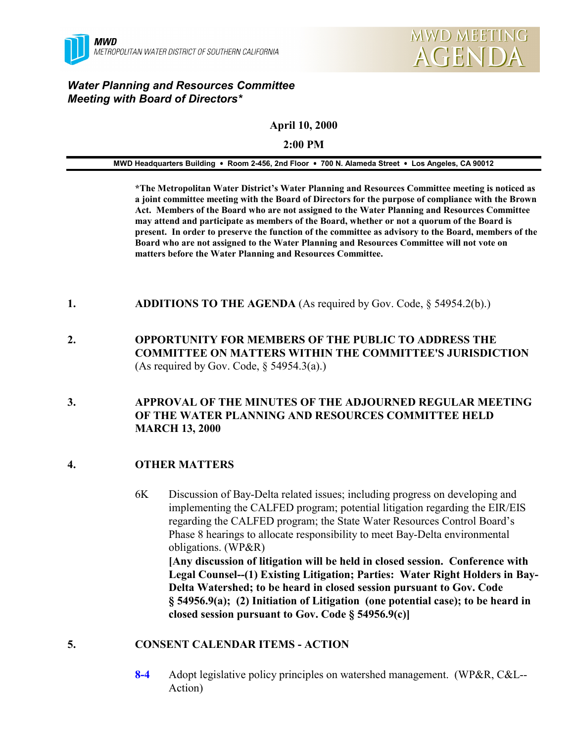**MWD**
*METROPOLITAN WATER DISTRICT OF SOUTHERN CALIFORNIA*

MWD MEETING AGENDA

## *Water Planning and Resources Committee Meeting with Board of Directors**

**April 10, 2000**

**2:00 PM**

**MWD Headquarters Building • Room 2-456, 2nd Floor • 700 N. Alameda Street • Los Angeles, CA 90012**

**\*The Metropolitan Water District's Water Planning and Resources Committee meeting is noticed as a joint committee meeting with the Board of Directors for the purpose of compliance with the Brown Act. Members of the Board who are not assigned to the Water Planning and Resources Committee may attend and participate as members of the Board, whether or not a quorum of the Board is present. In order to preserve the function of the committee as advisory to the Board, members of the Board who are not assigned to the Water Planning and Resources Committee will not vote on matters before the Water Planning and Resources Committee.**

**1. ADDITIONS TO THE AGENDA** (As required by Gov. Code, § 54954.2(b).)

**2. OPPORTUNITY FOR MEMBERS OF THE PUBLIC TO ADDRESS THE COMMITTEE ON MATTERS WITHIN THE COMMITTEE'S JURISDICTION** (As required by Gov. Code, § 54954.3(a).)

**3. APPROVAL OF THE MINUTES OF THE ADJOURNED REGULAR MEETING OF THE WATER PLANNING AND RESOURCES COMMITTEE HELD MARCH 13, 2000**

**4. OTHER MATTERS**

6K Discussion of Bay-Delta related issues; including progress on developing and implementing the CALFED program; potential litigation regarding the EIR/EIS regarding the CALFED program; the State Water Resources Control Board's Phase 8 hearings to allocate responsibility to meet Bay-Delta environmental obligations. (WP&R)
**[Any discussion of litigation will be held in closed session. Conference with Legal Counsel--(1) Existing Litigation; Parties: Water Right Holders in Bay-Delta Watershed; to be heard in closed session pursuant to Gov. Code § 54956.9(a); (2) Initiation of Litigation (one potential case); to be heard in closed session pursuant to Gov. Code § 54956.9(c)]**

**5. CONSENT CALENDAR ITEMS - ACTION**

**8-4** Adopt legislative policy principles on watershed management. (WP&R, C&L--Action)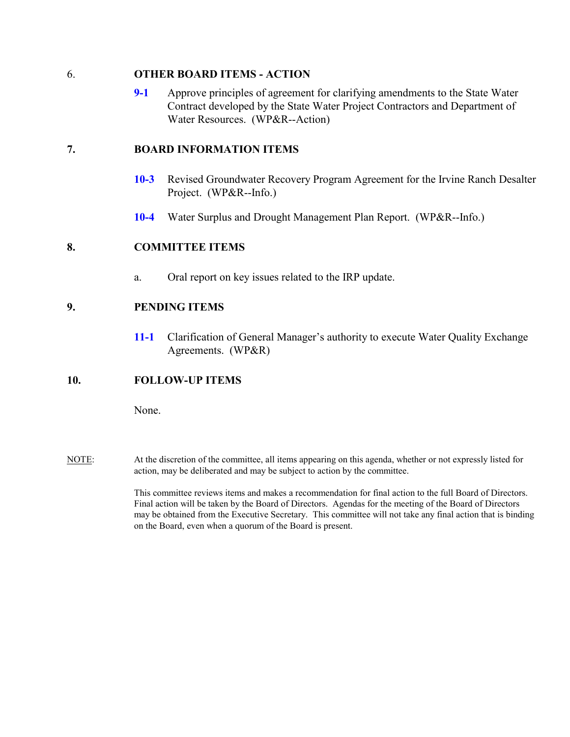6. **OTHER BOARD ITEMS - ACTION**

**9-1** Approve principles of agreement for clarifying amendments to the State Water Contract developed by the State Water Project Contractors and Department of Water Resources. (WP&R--Action)

7. **BOARD INFORMATION ITEMS**

**10-3** Revised Groundwater Recovery Program Agreement for the Irvine Ranch Desalter Project. (WP&R--Info.)

**10-4** Water Surplus and Drought Management Plan Report. (WP&R--Info.)

8. **COMMITTEE ITEMS**

a. Oral report on key issues related to the IRP update.

9. **PENDING ITEMS**

**11-1** Clarification of General Manager's authority to execute Water Quality Exchange Agreements. (WP&R)

10. **FOLLOW-UP ITEMS**

None.

NOTE: At the discretion of the committee, all items appearing on this agenda, whether or not expressly listed for action, may be deliberated and may be subject to action by the committee.

This committee reviews items and makes a recommendation for final action to the full Board of Directors. Final action will be taken by the Board of Directors. Agendas for the meeting of the Board of Directors may be obtained from the Executive Secretary. This committee will not take any final action that is binding on the Board, even when a quorum of the Board is present.